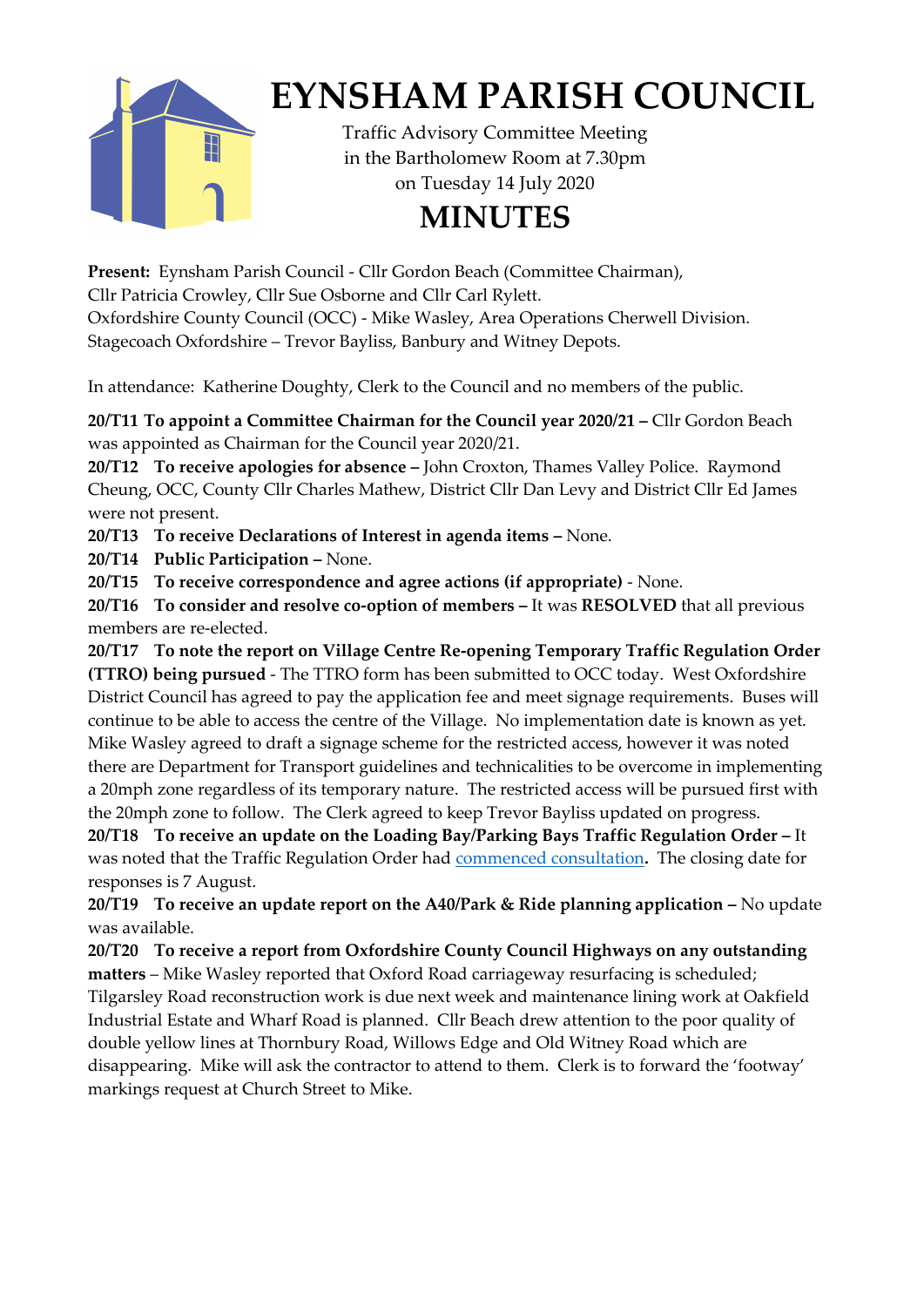# EYNSHAM PARISH COUNCIL

Traffic Advisory Committee Meeting
in the Bartholomew Room at 7.30pm
on Tuesday 14 July 2020

# MINUTES

**Present:** Eynsham Parish Council - Cllr Gordon Beach (Committee Chairman), Cllr Patricia Crowley, Cllr Sue Osborne and Cllr Carl Rylett.
Oxfordshire County Council (OCC) - Mike Wasley, Area Operations Cherwell Division.
Stagecoach Oxfordshire – Trevor Bayliss, Banbury and Witney Depots.

In attendance: Katherine Doughty, Clerk to the Council and no members of the public.

**20/T11 To appoint a Committee Chairman for the Council year 2020/21 –** Cllr Gordon Beach was appointed as Chairman for the Council year 2020/21.

**20/T12 To receive apologies for absence –** John Croxton, Thames Valley Police. Raymond Cheung, OCC, County Cllr Charles Mathew, District Cllr Dan Levy and District Cllr Ed James were not present.

**20/T13 To receive Declarations of Interest in agenda items –** None.

**20/T14 Public Participation –** None.

**20/T15 To receive correspondence and agree actions (if appropriate)** - None.

**20/T16 To consider and resolve co-option of members –** It was **RESOLVED** that all previous members are re-elected.

**20/T17 To note the report on Village Centre Re-opening Temporary Traffic Regulation Order (TTRO) being pursued** - The TTRO form has been submitted to OCC today. West Oxfordshire District Council has agreed to pay the application fee and meet signage requirements. Buses will continue to be able to access the centre of the Village. No implementation date is known as yet. Mike Wasley agreed to draft a signage scheme for the restricted access, however it was noted there are Department for Transport guidelines and technicalities to be overcome in implementing a 20mph zone regardless of its temporary nature. The restricted access will be pursued first with the 20mph zone to follow. The Clerk agreed to keep Trevor Bayliss updated on progress.

**20/T18 To receive an update on the Loading Bay/Parking Bays Traffic Regulation Order –** It was noted that the Traffic Regulation Order had commenced consultation**.** The closing date for responses is 7 August.

**20/T19 To receive an update report on the A40/Park & Ride planning application –** No update was available.

**20/T20 To receive a report from Oxfordshire County Council Highways on any outstanding matters** – Mike Wasley reported that Oxford Road carriageway resurfacing is scheduled; Tilgarsley Road reconstruction work is due next week and maintenance lining work at Oakfield Industrial Estate and Wharf Road is planned. Cllr Beach drew attention to the poor quality of double yellow lines at Thornbury Road, Willows Edge and Old Witney Road which are disappearing. Mike will ask the contractor to attend to them. Clerk is to forward the 'footway' markings request at Church Street to Mike.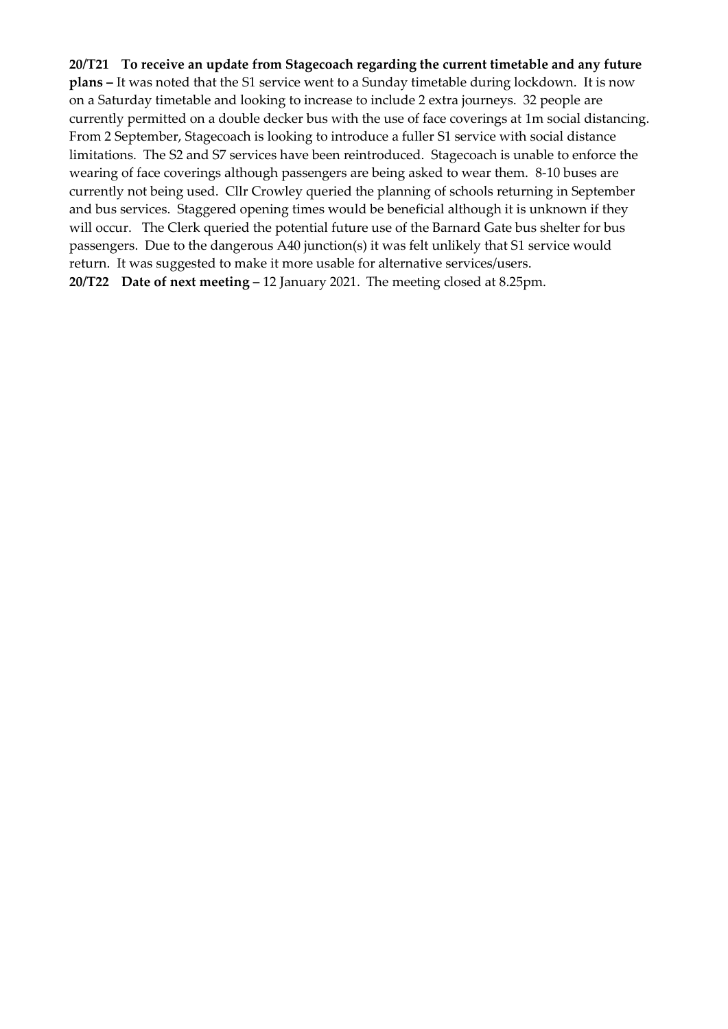**20/T21 To receive an update from Stagecoach regarding the current timetable and any future plans –** It was noted that the S1 service went to a Sunday timetable during lockdown. It is now on a Saturday timetable and looking to increase to include 2 extra journeys. 32 people are currently permitted on a double decker bus with the use of face coverings at 1m social distancing. From 2 September, Stagecoach is looking to introduce a fuller S1 service with social distance limitations. The S2 and S7 services have been reintroduced. Stagecoach is unable to enforce the wearing of face coverings although passengers are being asked to wear them. 8-10 buses are currently not being used. Cllr Crowley queried the planning of schools returning in September and bus services. Staggered opening times would be beneficial although it is unknown if they will occur. The Clerk queried the potential future use of the Barnard Gate bus shelter for bus passengers. Due to the dangerous A40 junction(s) it was felt unlikely that S1 service would return. It was suggested to make it more usable for alternative services/users.

**20/T22 Date of next meeting –** 12 January 2021. The meeting closed at 8.25pm.